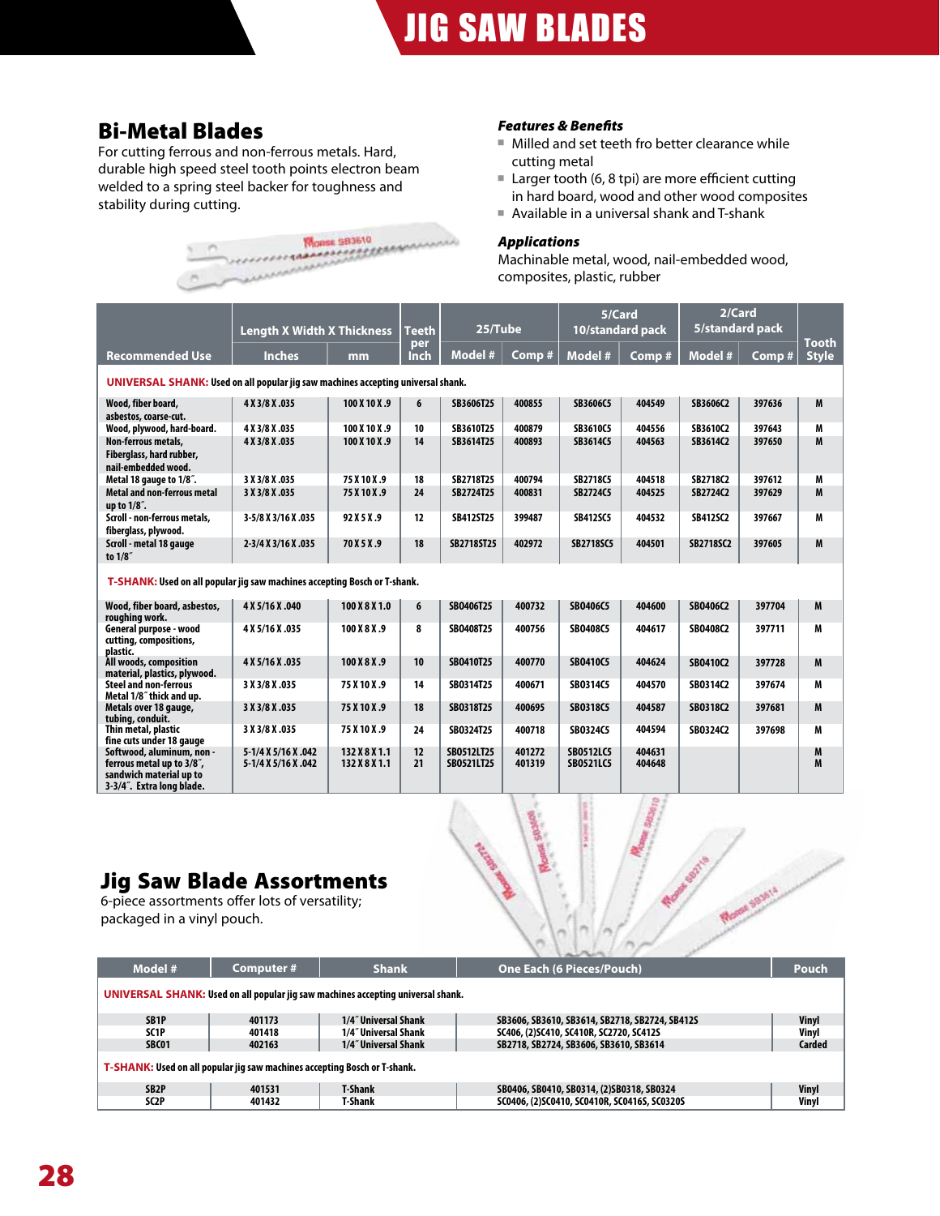# JIG SAW BLADES

## Bi-Metal Blades

For cutting ferrous and non-ferrous metals. Hard, durable high speed steel tooth points electron beam welded to a spring steel backer for toughness and stability during cutting.

### *Features & Benefits*

- Milled and set teeth fro better clearance while cutting metal
- Larger tooth (6, 8 tpi) are more efficient cutting in hard board, wood and other wood composites
- Available in a universal shank and T-shank

### *Applications*

Machinable metal, wood, nail-embedded wood, composites, plastic, rubber

| Recommended Use | Length X Width X Thickness Inches | mm | Teeth per Inch | 25/Tube Model # | Comp # | 5/Card 10/standard pack Model # | Comp # | 2/Card 5/standard pack Model # | Comp # | Tooth Style |
|---|---|---|---|---|---|---|---|---|---|---|
| **UNIVERSAL SHANK:** Used on all popular jig saw machines accepting universal shank. | | | | | | | | | | |
| Wood, fiber board, asbestos, coarse-cut. | 4 X 3/8 X .035 | 100 X 10 X .9 | 6 | SB3606T25 | 400855 | SB3606C5 | 404549 | SB3606C2 | 397636 | M |
| Wood, plywood, hard-board. | 4 X 3/8 X .035 | 100 X 10 X .9 | 10 | SB3610T25 | 400879 | SB3610C5 | 404556 | SB3610C2 | 397643 | M |
| Non-ferrous metals, Fiberglass, hard rubber, nail-embedded wood. | 4 X 3/8 X .035 | 100 X 10 X .9 | 14 | SB3614T25 | 400893 | SB3614C5 | 404563 | SB3614C2 | 397650 | M |
| Metal 18 gauge to 1/8˝. | 3 X 3/8 X .035 | 75 X 10 X .9 | 18 | SB2718T25 | 400794 | SB2718C5 | 404518 | SB2718C2 | 397612 | M |
| Metal and non-ferrous metal up to 1/8˝. | 3 X 3/8 X .035 | 75 X 10 X .9 | 24 | SB2724T25 | 400831 | SB2724C5 | 404525 | SB2724C2 | 397629 | M |
| Scroll - non-ferrous metals, fiberglass, plywood. | 3-5/8 X 3/16 X .035 | 92 X 5 X .9 | 12 | SB412ST25 | 399487 | SB412SC5 | 404532 | SB412SC2 | 397667 | M |
| Scroll - metal 18 gauge to 1/8˝ | 2-3/4 X 3/16 X .035 | 70 X 5 X .9 | 18 | SB2718ST25 | 402972 | SB2718SC5 | 404501 | SB2718SC2 | 397605 | M |
| **T-SHANK:** Used on all popular jig saw machines accepting Bosch or T-shank. | | | | | | | | | | |
| Wood, fiber board, asbestos, roughing work. | 4 X 5/16 X .040 | 100 X 8 X 1.0 | 6 | SB0406T25 | 400732 | SB0406C5 | 404600 | SB0406C2 | 397704 | M |
| General purpose - wood cutting, compositions, plastic. | 4 X 5/16 X .035 | 100 X 8 X .9 | 8 | SB0408T25 | 400756 | SB0408C5 | 404617 | SB0408C2 | 397711 | M |
| All woods, composition material, plastics, plywood. | 4 X 5/16 X .035 | 100 X 8 X .9 | 10 | SB0410T25 | 400770 | SB0410C5 | 404624 | SB0410C2 | 397728 | M |
| Steel and non-ferrous Metal 1/8˝ thick and up. | 3 X 3/8 X .035 | 75 X 10 X .9 | 14 | SB0314T25 | 400671 | SB0314C5 | 404570 | SB0314C2 | 397674 | M |
| Metals over 18 gauge, tubing, conduit. | 3 X 3/8 X .035 | 75 X 10 X .9 | 18 | SB0318T25 | 400695 | SB0318C5 | 404587 | SB0318C2 | 397681 | M |
| Thin metal, plastic fine cuts under 18 gauge | 3 X 3/8 X .035 | 75 X 10 X .9 | 24 | SB0324T25 | 400718 | SB0324C5 | 404594 | SB0324C2 | 397698 | M |
| Softwood, aluminum, non - ferrous metal up to 3/8˝, sandwich material up to 3-3/4˝. Extra long blade. | 5-1/4 X 5/16 X .042<br>5-1/4 X 5/16 X .042 | 132 X 8 X 1.1<br>132 X 8 X 1.1 | 12<br>21 | SB0512LT25<br>SB0521LT25 | 401272<br>401319 | SB0512LC5<br>SB0521LC5 | 404631<br>404648 | | | M<br>M |

## Jig Saw Blade Assortments

6-piece assortments offer lots of versatility; packaged in a vinyl pouch.

| Model # | Computer # | Shank | One Each (6 Pieces/Pouch) | Pouch |
|---|---|---|---|---|
| **UNIVERSAL SHANK:** Used on all popular jig saw machines accepting universal shank. | | | | |
| SB1P | 401173 | 1/4˝ Universal Shank | SB3606, SB3610, SB3614, SB2718, SB2724, SB412S | Vinyl |
| SC1P | 401418 | 1/4˝ Universal Shank | SC406, (2)SC410, SC410R, SC2720, SC412S | Vinyl |
| SBC01 | 402163 | 1/4˝ Universal Shank | SB2718, SB2724, SB3606, SB3610, SB3614 | Carded |
| **T-SHANK:** Used on all popular jig saw machines accepting Bosch or T-shank. | | | | |
| SB2P | 401531 | T-Shank | SB0406, SB0410, SB0314, (2)SB0318, SB0324 | Vinyl |
| SC2P | 401432 | T-Shank | SC0406, (2)SC0410, SC0410R, SC0416S, SC0320S | Vinyl |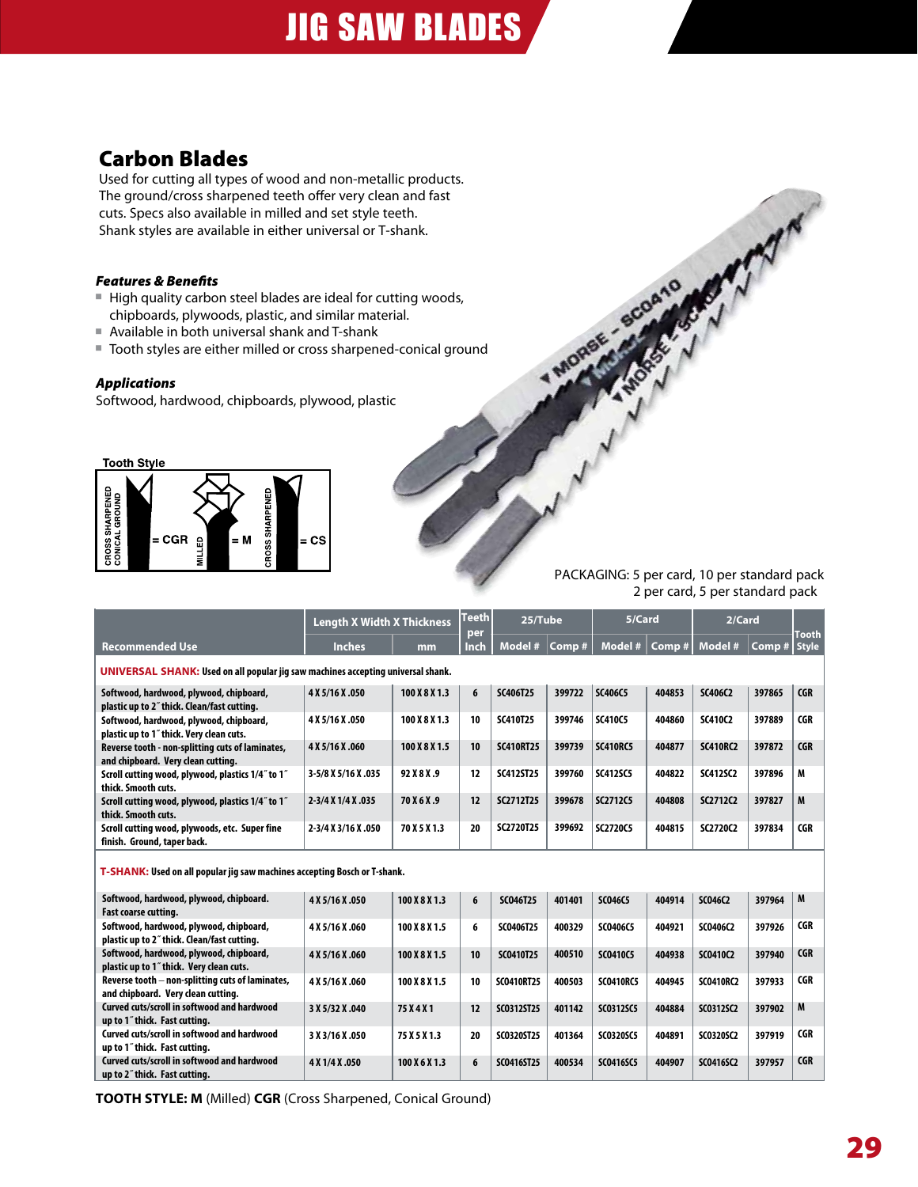# JIG SAW BLADES

## Carbon Blades

Used for cutting all types of wood and non-metallic products. The ground/cross sharpened teeth offer very clean and fast cuts. Specs also available in milled and set style teeth. Shank styles are available in either universal or T-shank.

### *Features & Benefits*

- High quality carbon steel blades are ideal for cutting woods, chipboards, plywoods, plastic, and similar material.
- Available in both universal shank and T-shank
- Tooth styles are either milled or cross sharpened-conical ground

### *Applications*

Softwood, hardwood, chipboards, plywood, plastic

**Tooth Style**

CROSS SHARPENED CONICAL GROUND = CGR
MILLED = M
CROSS SHARPENED = CS

PACKAGING: 5 per card, 10 per standard pack
2 per card, 5 per standard pack

| Recommended Use | Length X Width X Thickness | | Teeth per Inch | 25/Tube | | 5/Card | | 2/Card | | Tooth Style |
|---|---|---|---|---|---|---|---|---|---|---|
| | Inches | mm | | Model # | Comp # | Model # | Comp # | Model # | Comp # | |
| **UNIVERSAL SHANK:** Used on all popular jig saw machines accepting universal shank. | | | | | | | | | | |
| Softwood, hardwood, plywood, chipboard, plastic up to 2˝ thick. Clean/fast cutting. | 4 X 5/16 X .050 | 100 X 8 X 1.3 | 6 | SC406T25 | 399722 | SC406C5 | 404853 | SC406C2 | 397865 | CGR |
| Softwood, hardwood, plywood, chipboard, plastic up to 1˝ thick. Very clean cuts. | 4 X 5/16 X .050 | 100 X 8 X 1.3 | 10 | SC410T25 | 399746 | SC410C5 | 404860 | SC410C2 | 397889 | CGR |
| Reverse tooth - non-splitting cuts of laminates, and chipboard. Very clean cutting. | 4 X 5/16 X .060 | 100 X 8 X 1.5 | 10 | SC410RT25 | 399739 | SC410RC5 | 404877 | SC410RC2 | 397872 | CGR |
| Scroll cutting wood, plywood, plastics 1/4˝ to 1˝ thick. Smooth cuts. | 3-5/8 X 5/16 X .035 | 92 X 8 X .9 | 12 | SC412ST25 | 399760 | SC412SC5 | 404822 | SC412SC2 | 397896 | M |
| Scroll cutting wood, plywood, plastics 1/4˝ to 1˝ thick. Smooth cuts. | 2-3/4 X 1/4 X .035 | 70 X 6 X .9 | 12 | SC2712T25 | 399678 | SC2712C5 | 404808 | SC2712C2 | 397827 | M |
| Scroll cutting wood, plywoods, etc. Super fine finish. Ground, taper back. | 2-3/4 X 3/16 X .050 | 70 X 5 X 1.3 | 20 | SC2720T25 | 399692 | SC2720C5 | 404815 | SC2720C2 | 397834 | CGR |
| **T-SHANK:** Used on all popular jig saw machines accepting Bosch or T-shank. | | | | | | | | | | |
| Softwood, hardwood, plywood, chipboard. Fast coarse cutting. | 4 X 5/16 X .050 | 100 X 8 X 1.3 | 6 | SC046T25 | 401401 | SC046C5 | 404914 | SC046C2 | 397964 | M |
| Softwood, hardwood, plywood, chipboard, plastic up to 2˝ thick. Clean/fast cutting. | 4 X 5/16 X .060 | 100 X 8 X 1.5 | 6 | SC0406T25 | 400329 | SC0406C5 | 404921 | SC0406C2 | 397926 | CGR |
| Softwood, hardwood, plywood, chipboard, plastic up to 1˝ thick. Very clean cuts. | 4 X 5/16 X .060 | 100 X 8 X 1.5 | 10 | SC0410T25 | 400510 | SC0410C5 | 404938 | SC0410C2 | 397940 | CGR |
| Reverse tooth – non-splitting cuts of laminates, and chipboard. Very clean cutting. | 4 X 5/16 X .060 | 100 X 8 X 1.5 | 10 | SC0410RT25 | 400503 | SC0410RC5 | 404945 | SC0410RC2 | 397933 | CGR |
| Curved cuts/scroll in softwood and hardwood up to 1˝ thick. Fast cutting. | 3 X 5/32 X .040 | 75 X 4 X 1 | 12 | SC0312ST25 | 401142 | SC0312SC5 | 404884 | SC0312SC2 | 397902 | M |
| Curved cuts/scroll in softwood and hardwood up to 1˝ thick. Fast cutting. | 3 X 3/16 X .050 | 75 X 5 X 1.3 | 20 | SC0320ST25 | 401364 | SC0320SC5 | 404891 | SC0320SC2 | 397919 | CGR |
| Curved cuts/scroll in softwood and hardwood up to 2˝ thick. Fast cutting. | 4 X 1/4 X .050 | 100 X 6 X 1.3 | 6 | SC0416ST25 | 400534 | SC0416SC5 | 404907 | SC0416SC2 | 397957 | CGR |

**TOOTH STYLE: M** (Milled) **CGR** (Cross Sharpened, Conical Ground)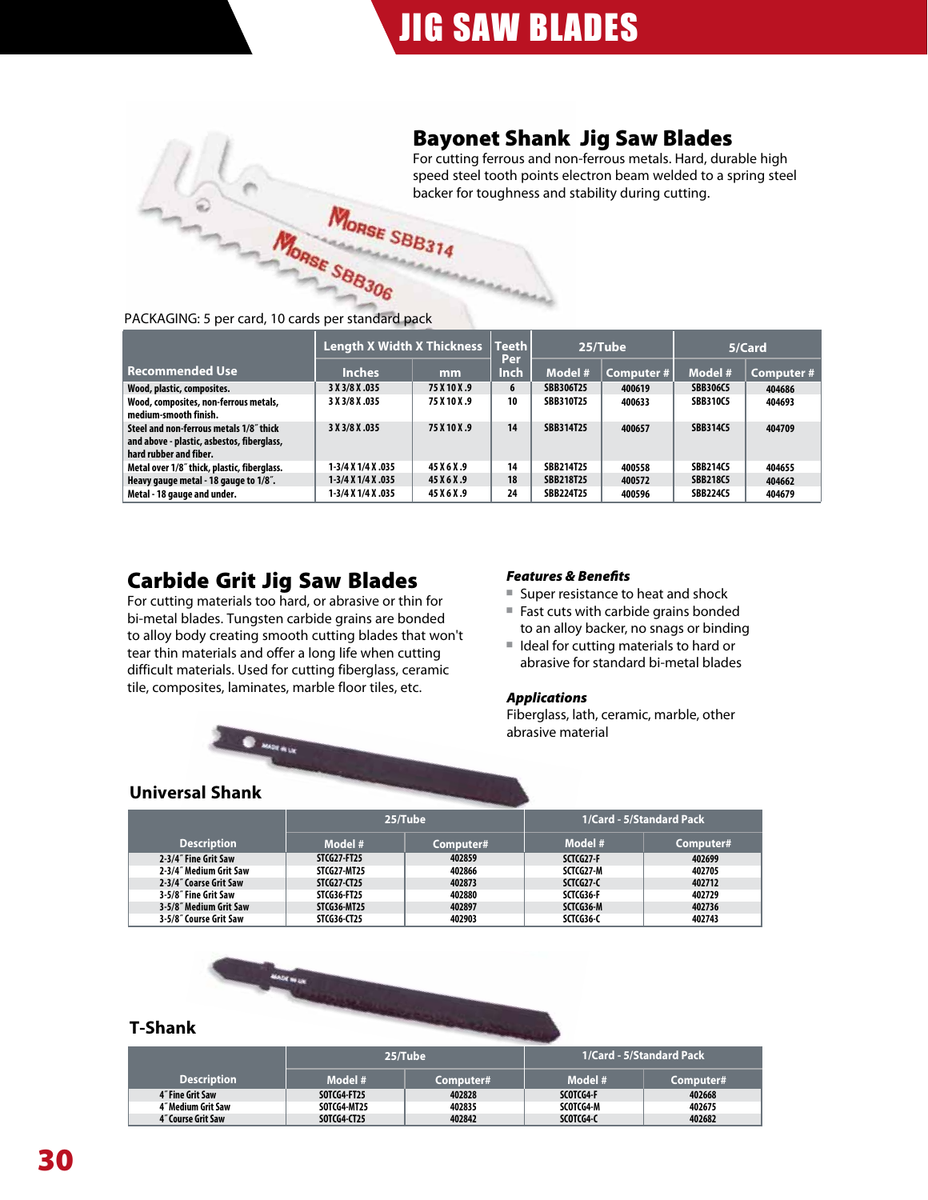# JIG SAW BLADES

## Bayonet Shank Jig Saw Blades

For cutting ferrous and non-ferrous metals. Hard, durable high speed steel tooth points electron beam welded to a spring steel backer for toughness and stability during cutting.

PACKAGING: 5 per card, 10 cards per standard pack

| Recommended Use | Length X Width X Thickness | | Teeth Per Inch | 25/Tube | | 5/Card | |
|---|---|---|---|---|---|---|---|
| | Inches | mm | | Model # | Computer # | Model # | Computer # |
| Wood, plastic, composites. | 3 X 3/8 X .035 | 75 X 10 X .9 | 6 | SBB306T25 | 400619 | SBB306C5 | 404686 |
| Wood, composites, non-ferrous metals, medium-smooth finish. | 3 X 3/8 X .035 | 75 X 10 X .9 | 10 | SBB310T25 | 400633 | SBB310C5 | 404693 |
| Steel and non-ferrous metals 1/8˝ thick and above - plastic, asbestos, fiberglass, hard rubber and fiber. | 3 X 3/8 X .035 | 75 X 10 X .9 | 14 | SBB314T25 | 400657 | SBB314C5 | 404709 |
| Metal over 1/8˝ thick, plastic, fiberglass. | 1-3/4 X 1/4 X .035 | 45 X 6 X .9 | 14 | SBB214T25 | 400558 | SBB214C5 | 404655 |
| Heavy gauge metal - 18 gauge to 1/8˝. | 1-3/4 X 1/4 X .035 | 45 X 6 X .9 | 18 | SBB218T25 | 400572 | SBB218C5 | 404662 |
| Metal - 18 gauge and under. | 1-3/4 X 1/4 X .035 | 45 X 6 X .9 | 24 | SBB224T25 | 400596 | SBB224C5 | 404679 |

## Carbide Grit Jig Saw Blades

For cutting materials too hard, or abrasive or thin for bi-metal blades. Tungsten carbide grains are bonded to alloy body creating smooth cutting blades that won't tear thin materials and offer a long life when cutting difficult materials. Used for cutting fiberglass, ceramic tile, composites, laminates, marble floor tiles, etc.

***Features & Benefits***

- Super resistance to heat and shock
- Fast cuts with carbide grains bonded to an alloy backer, no snags or binding
- Ideal for cutting materials to hard or abrasive for standard bi-metal blades

***Applications***

Fiberglass, lath, ceramic, marble, other abrasive material

### Universal Shank

| Description | 25/Tube | | 1/Card - 5/Standard Pack | |
|---|---|---|---|---|
| | Model # | Computer# | Model # | Computer# |
| 2-3/4˝ Fine Grit Saw | STCG27-FT25 | 402859 | SCTCG27-F | 402699 |
| 2-3/4˝ Medium Grit Saw | STCG27-MT25 | 402866 | SCTCG27-M | 402705 |
| 2-3/4˝ Coarse Grit Saw | STCG27-CT25 | 402873 | SCTCG27-C | 402712 |
| 3-5/8˝ Fine Grit Saw | STCG36-FT25 | 402880 | SCTCG36-F | 402729 |
| 3-5/8˝ Medium Grit Saw | STCG36-MT25 | 402897 | SCTCG36-M | 402736 |
| 3-5/8˝ Course Grit Saw | STCG36-CT25 | 402903 | SCTCG36-C | 402743 |

### T-Shank

| Description | 25/Tube | | 1/Card - 5/Standard Pack | |
|---|---|---|---|---|
| | Model # | Computer# | Model # | Computer# |
| 4˝ Fine Grit Saw | SOTCG4-FT25 | 402828 | SCOTCG4-F | 402668 |
| 4˝ Medium Grit Saw | SOTCG4-MT25 | 402835 | SCOTCG4-M | 402675 |
| 4˝ Course Grit Saw | SOTCG4-CT25 | 402842 | SCOTCG4-C | 402682 |